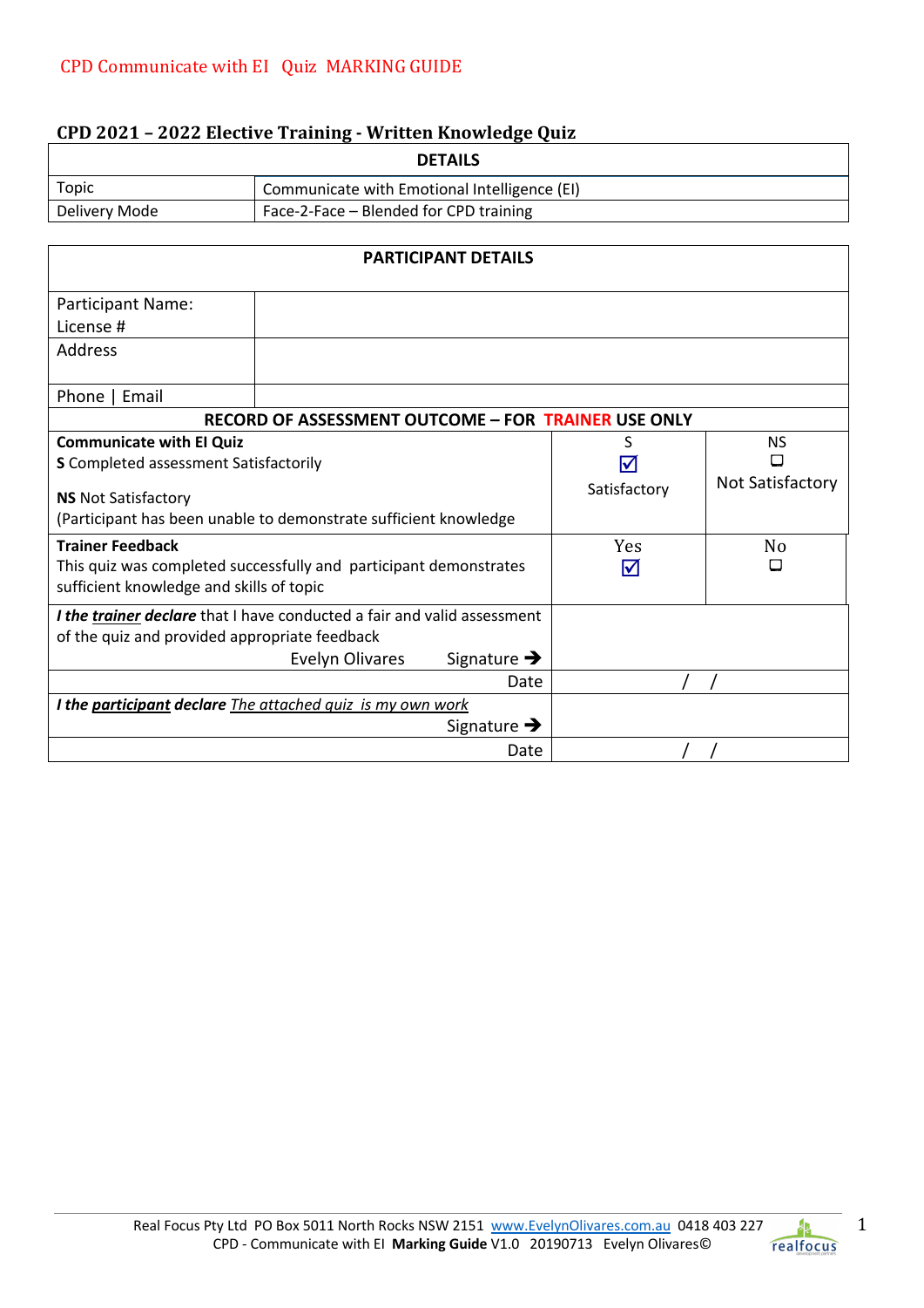CPD Communicate with EI Quiz MARKING GUIDE

## CPD 2021 – 2022 Elective Training - Written Knowledge Quiz

| DETAILS | |
|---|---|
| Topic | Communicate with Emotional Intelligence (EI) |
| Delivery Mode | Face-2-Face – Blended for CPD training |

| PARTICIPANT DETAILS | | |
|---|---|---|
| Participant Name: License # | | |
| Address | | |
| Phone \| Email | | |
| **RECORD OF ASSESSMENT OUTCOME – FOR TRAINER USE ONLY** | | |
| **Communicate with EI Quiz**<br>**S** Completed assessment Satisfactorily<br>**NS** Not Satisfactory<br>(Participant has been unable to demonstrate sufficient knowledge | S<br>☑<br>Satisfactory | NS<br>☐<br>Not Satisfactory |
| **Trainer Feedback**<br>This quiz was completed successfully and participant demonstrates sufficient knowledge and skills of topic | Yes<br>☑ | No<br>☐ |
| ***I the trainer declare*** that I have conducted a fair and valid assessment of the quiz and provided appropriate feedback<br>Evelyn Olivares Signature ➔ | | |
| Date | / / | |
| ***I the participant declare*** *The attached quiz is my own work*<br>Signature ➔ | | |
| Date | / / | |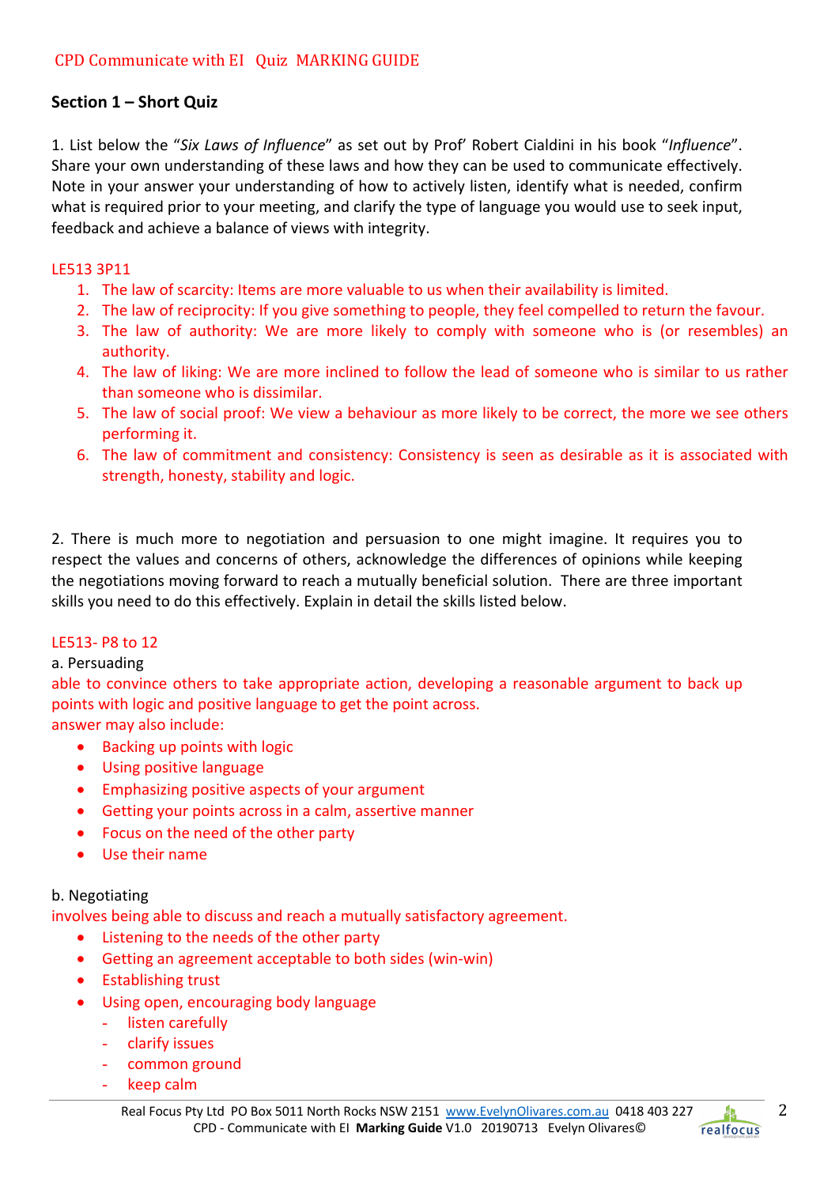CPD Communicate with EI Quiz MARKING GUIDE

## Section 1 – Short Quiz

1. List below the "*Six Laws of Influence*" as set out by Prof' Robert Cialdini in his book "*Influence*". Share your own understanding of these laws and how they can be used to communicate effectively. Note in your answer your understanding of how to actively listen, identify what is needed, confirm what is required prior to your meeting, and clarify the type of language you would use to seek input, feedback and achieve a balance of views with integrity.

LE513 3P11

1. The law of scarcity: Items are more valuable to us when their availability is limited.
2. The law of reciprocity: If you give something to people, they feel compelled to return the favour.
3. The law of authority: We are more likely to comply with someone who is (or resembles) an authority.
4. The law of liking: We are more inclined to follow the lead of someone who is similar to us rather than someone who is dissimilar.
5. The law of social proof: We view a behaviour as more likely to be correct, the more we see others performing it.
6. The law of commitment and consistency: Consistency is seen as desirable as it is associated with strength, honesty, stability and logic.

2. There is much more to negotiation and persuasion to one might imagine. It requires you to respect the values and concerns of others, acknowledge the differences of opinions while keeping the negotiations moving forward to reach a mutually beneficial solution. There are three important skills you need to do this effectively. Explain in detail the skills listed below.

LE513- P8 to 12

a. Persuading

able to convince others to take appropriate action, developing a reasonable argument to back up points with logic and positive language to get the point across.

answer may also include:

- Backing up points with logic
- Using positive language
- Emphasizing positive aspects of your argument
- Getting your points across in a calm, assertive manner
- Focus on the need of the other party
- Use their name

b. Negotiating

involves being able to discuss and reach a mutually satisfactory agreement.

- Listening to the needs of the other party
- Getting an agreement acceptable to both sides (win-win)
- Establishing trust
- Using open, encouraging body language
  - listen carefully
  - clarify issues
  - common ground
  - keep calm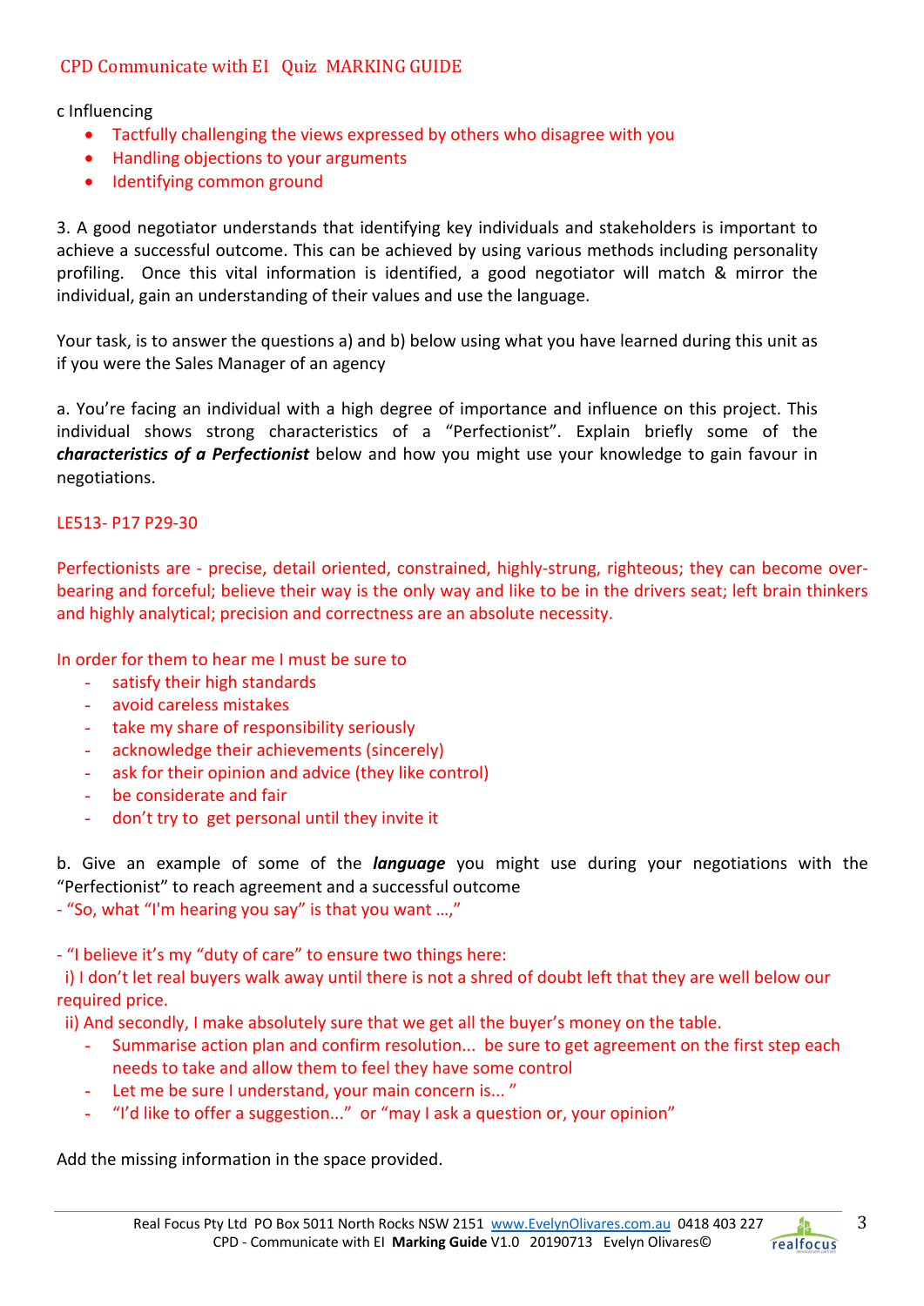CPD Communicate with EI Quiz MARKING GUIDE

c Influencing

- Tactfully challenging the views expressed by others who disagree with you
- Handling objections to your arguments
- Identifying common ground

3. A good negotiator understands that identifying key individuals and stakeholders is important to achieve a successful outcome. This can be achieved by using various methods including personality profiling. Once this vital information is identified, a good negotiator will match & mirror the individual, gain an understanding of their values and use the language.

Your task, is to answer the questions a) and b) below using what you have learned during this unit as if you were the Sales Manager of an agency

a. You're facing an individual with a high degree of importance and influence on this project. This individual shows strong characteristics of a "Perfectionist". Explain briefly some of the ***characteristics of a Perfectionist*** below and how you might use your knowledge to gain favour in negotiations.

LE513- P17 P29-30

Perfectionists are - precise, detail oriented, constrained, highly-strung, righteous; they can become over-bearing and forceful; believe their way is the only way and like to be in the drivers seat; left brain thinkers and highly analytical; precision and correctness are an absolute necessity.

In order for them to hear me I must be sure to

- satisfy their high standards
- avoid careless mistakes
- take my share of responsibility seriously
- acknowledge their achievements (sincerely)
- ask for their opinion and advice (they like control)
- be considerate and fair
- don't try to get personal until they invite it

b. Give an example of some of the ***language*** you might use during your negotiations with the "Perfectionist" to reach agreement and a successful outcome

- "So, what "I'm hearing you say" is that you want …,"

- "I believe it's my "duty of care" to ensure two things here:
  i) I don't let real buyers walk away until there is not a shred of doubt left that they are well below our required price.
  ii) And secondly, I make absolutely sure that we get all the buyer's money on the table.
  - Summarise action plan and confirm resolution... be sure to get agreement on the first step each needs to take and allow them to feel they have some control
  - Let me be sure I understand, your main concern is... "
  - "I'd like to offer a suggestion..." or "may I ask a question or, your opinion"

Add the missing information in the space provided.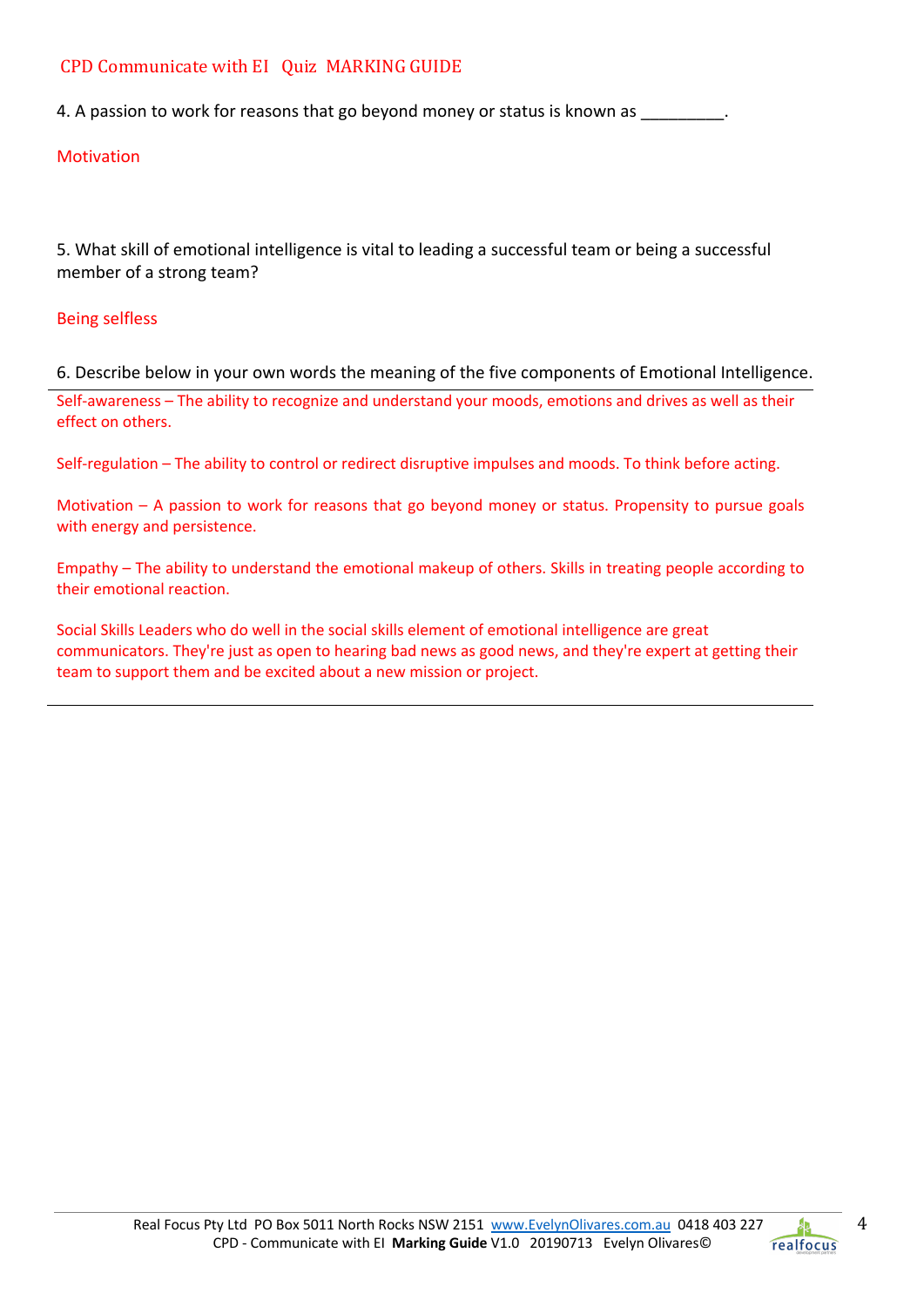CPD Communicate with EI Quiz MARKING GUIDE

4. A passion to work for reasons that go beyond money or status is known as _________.

Motivation

5. What skill of emotional intelligence is vital to leading a successful team or being a successful member of a strong team?

Being selfless

6. Describe below in your own words the meaning of the five components of Emotional Intelligence.

Self-awareness – The ability to recognize and understand your moods, emotions and drives as well as their effect on others.

Self-regulation – The ability to control or redirect disruptive impulses and moods. To think before acting.

Motivation – A passion to work for reasons that go beyond money or status. Propensity to pursue goals with energy and persistence.

Empathy – The ability to understand the emotional makeup of others. Skills in treating people according to their emotional reaction.

Social Skills Leaders who do well in the social skills element of emotional intelligence are great communicators. They're just as open to hearing bad news as good news, and they're expert at getting their team to support them and be excited about a new mission or project.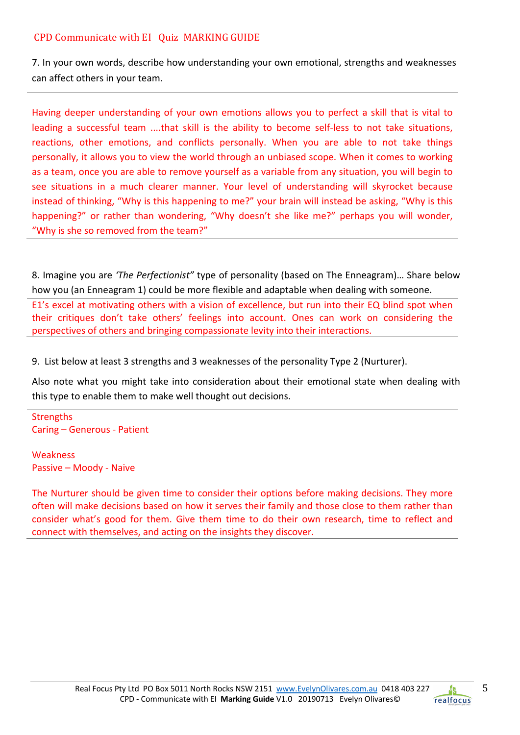CPD Communicate with EI Quiz MARKING GUIDE

7. In your own words, describe how understanding your own emotional, strengths and weaknesses can affect others in your team.

---

Having deeper understanding of your own emotions allows you to perfect a skill that is vital to leading a successful team ....that skill is the ability to become self-less to not take situations, reactions, other emotions, and conflicts personally. When you are able to not take things personally, it allows you to view the world through an unbiased scope. When it comes to working as a team, once you are able to remove yourself as a variable from any situation, you will begin to see situations in a much clearer manner. Your level of understanding will skyrocket because instead of thinking, "Why is this happening to me?" your brain will instead be asking, "Why is this happening?" or rather than wondering, "Why doesn't she like me?" perhaps you will wonder, "Why is she so removed from the team?"

---

8. Imagine you are *'The Perfectionist"* type of personality (based on The Enneagram)… Share below how you (an Enneagram 1) could be more flexible and adaptable when dealing with someone.

---

E1's excel at motivating others with a vision of excellence, but run into their EQ blind spot when their critiques don't take others' feelings into account. Ones can work on considering the perspectives of others and bringing compassionate levity into their interactions.

---

9. List below at least 3 strengths and 3 weaknesses of the personality Type 2 (Nurturer).

Also note what you might take into consideration about their emotional state when dealing with this type to enable them to make well thought out decisions.

---

Strengths
Caring – Generous - Patient

Weakness
Passive – Moody - Naive

The Nurturer should be given time to consider their options before making decisions. They more often will make decisions based on how it serves their family and those close to them rather than consider what's good for them. Give them time to do their own research, time to reflect and connect with themselves, and acting on the insights they discover.

---